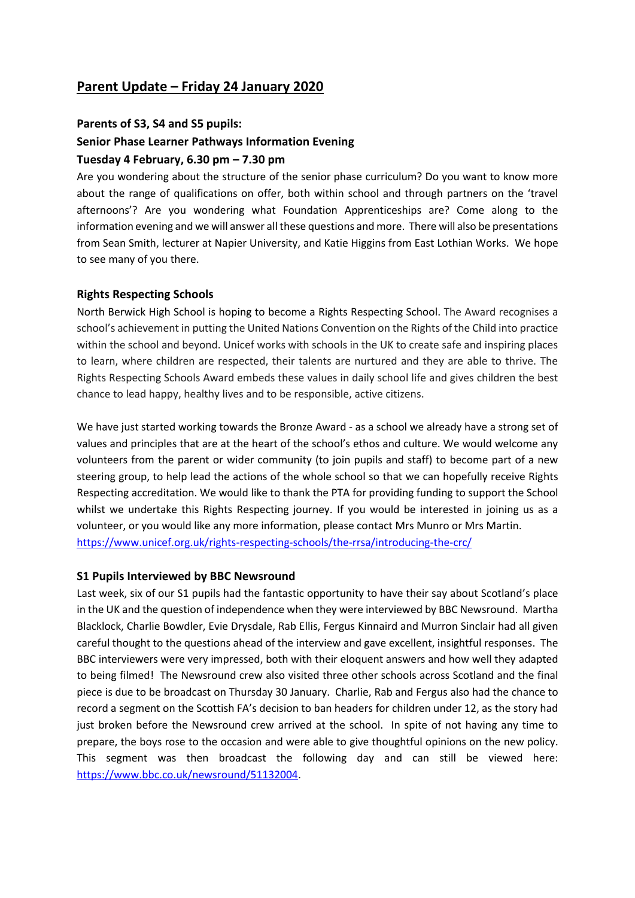# Parent Update – Friday 24 January 2020

**Parents of S3, S4 and S5 pupils:**
**Senior Phase Learner Pathways Information Evening**
**Tuesday 4 February, 6.30 pm – 7.30 pm**

Are you wondering about the structure of the senior phase curriculum? Do you want to know more about the range of qualifications on offer, both within school and through partners on the 'travel afternoons'? Are you wondering what Foundation Apprenticeships are? Come along to the information evening and we will answer all these questions and more. There will also be presentations from Sean Smith, lecturer at Napier University, and Katie Higgins from East Lothian Works. We hope to see many of you there.

## Rights Respecting Schools

North Berwick High School is hoping to become a Rights Respecting School. The Award recognises a school's achievement in putting the United Nations Convention on the Rights of the Child into practice within the school and beyond. Unicef works with schools in the UK to create safe and inspiring places to learn, where children are respected, their talents are nurtured and they are able to thrive. The Rights Respecting Schools Award embeds these values in daily school life and gives children the best chance to lead happy, healthy lives and to be responsible, active citizens.

We have just started working towards the Bronze Award - as a school we already have a strong set of values and principles that are at the heart of the school's ethos and culture. We would welcome any volunteers from the parent or wider community (to join pupils and staff) to become part of a new steering group, to help lead the actions of the whole school so that we can hopefully receive Rights Respecting accreditation. We would like to thank the PTA for providing funding to support the School whilst we undertake this Rights Respecting journey. If you would be interested in joining us as a volunteer, or you would like any more information, please contact Mrs Munro or Mrs Martin.
https://www.unicef.org.uk/rights-respecting-schools/the-rrsa/introducing-the-crc/

## S1 Pupils Interviewed by BBC Newsround

Last week, six of our S1 pupils had the fantastic opportunity to have their say about Scotland's place in the UK and the question of independence when they were interviewed by BBC Newsround. Martha Blacklock, Charlie Bowdler, Evie Drysdale, Rab Ellis, Fergus Kinnaird and Murron Sinclair had all given careful thought to the questions ahead of the interview and gave excellent, insightful responses. The BBC interviewers were very impressed, both with their eloquent answers and how well they adapted to being filmed! The Newsround crew also visited three other schools across Scotland and the final piece is due to be broadcast on Thursday 30 January. Charlie, Rab and Fergus also had the chance to record a segment on the Scottish FA's decision to ban headers for children under 12, as the story had just broken before the Newsround crew arrived at the school. In spite of not having any time to prepare, the boys rose to the occasion and were able to give thoughtful opinions on the new policy. This segment was then broadcast the following day and can still be viewed here: https://www.bbc.co.uk/newsround/51132004.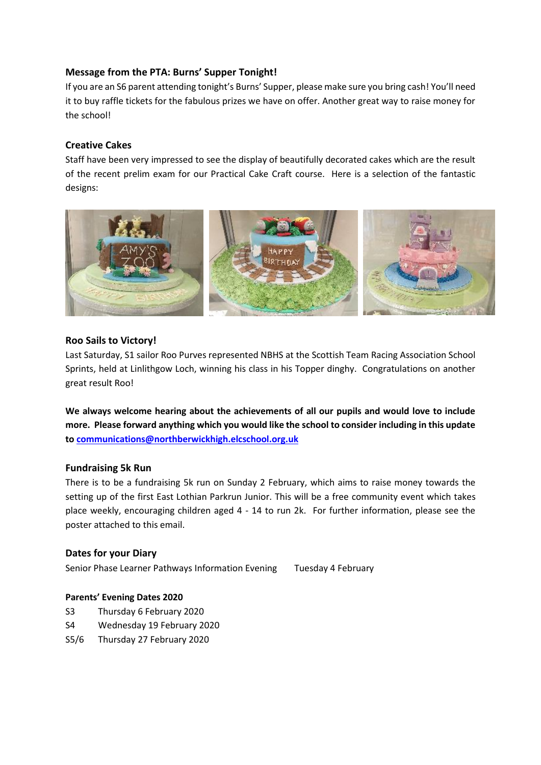### Message from the PTA: Burns' Supper Tonight!

If you are an S6 parent attending tonight's Burns' Supper, please make sure you bring cash! You'll need it to buy raffle tickets for the fabulous prizes we have on offer. Another great way to raise money for the school!

### Creative Cakes

Staff have been very impressed to see the display of beautifully decorated cakes which are the result of the recent prelim exam for our Practical Cake Craft course. Here is a selection of the fantastic designs:

### Roo Sails to Victory!

Last Saturday, S1 sailor Roo Purves represented NBHS at the Scottish Team Racing Association School Sprints, held at Linlithgow Loch, winning his class in his Topper dinghy. Congratulations on another great result Roo!

**We always welcome hearing about the achievements of all our pupils and would love to include more. Please forward anything which you would like the school to consider including in this update to communications@northberwickhigh.elcschool.org.uk**

### Fundraising 5k Run

There is to be a fundraising 5k run on Sunday 2 February, which aims to raise money towards the setting up of the first East Lothian Parkrun Junior. This will be a free community event which takes place weekly, encouraging children aged 4 - 14 to run 2k. For further information, please see the poster attached to this email.

### Dates for your Diary

Senior Phase Learner Pathways Information Evening Tuesday 4 February

**Parents' Evening Dates 2020**

S3 Thursday 6 February 2020

S4 Wednesday 19 February 2020

S5/6 Thursday 27 February 2020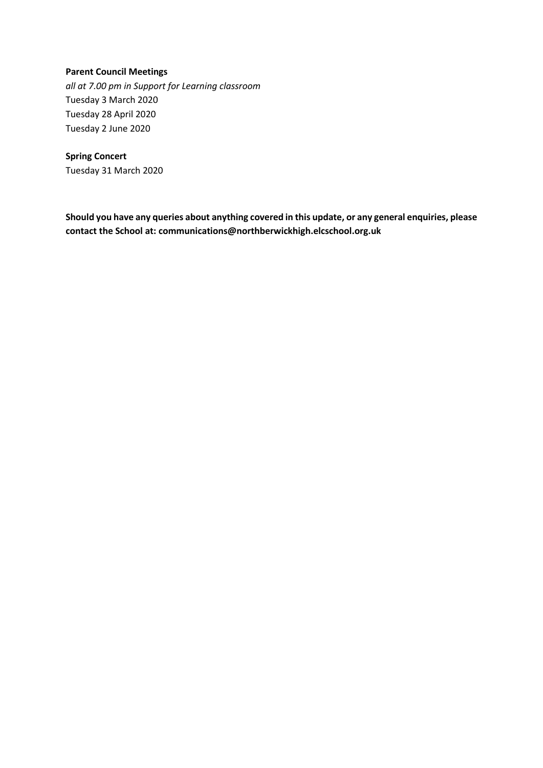**Parent Council Meetings**

*all at 7.00 pm in Support for Learning classroom*

Tuesday 3 March 2020

Tuesday 28 April 2020

Tuesday 2 June 2020

**Spring Concert**

Tuesday 31 March 2020

**Should you have any queries about anything covered in this update, or any general enquiries, please contact the School at: communications@northberwickhigh.elcschool.org.uk**